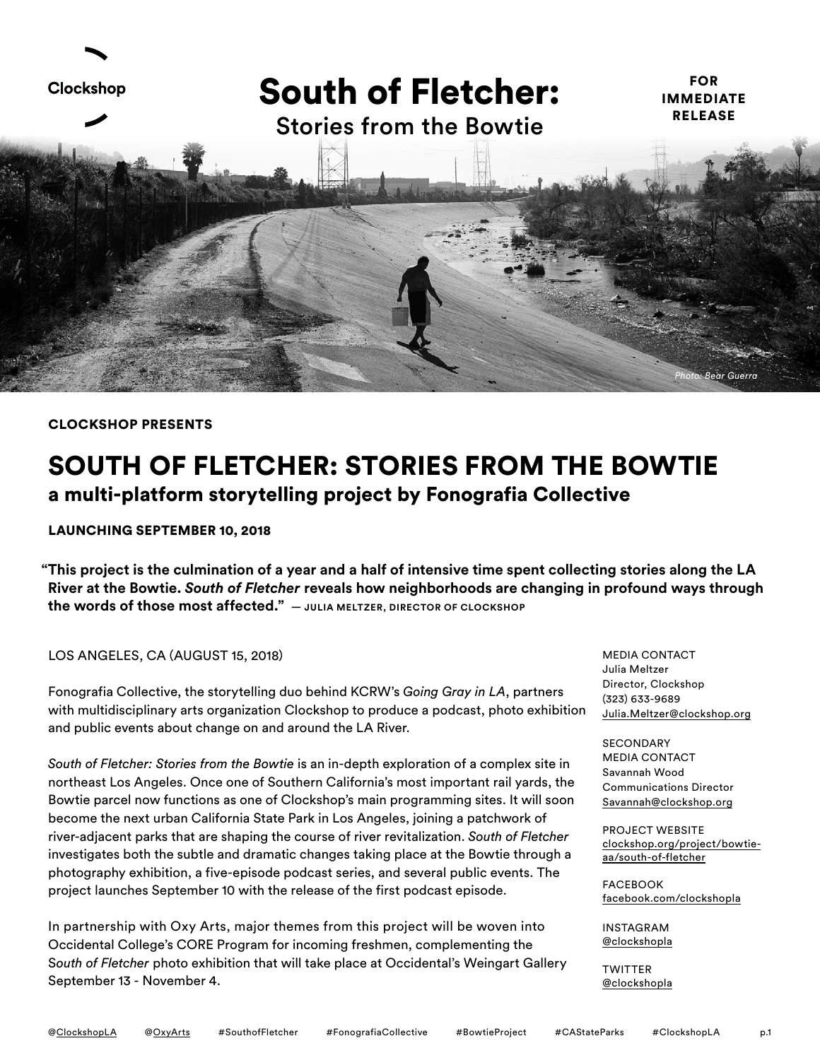Clockshop

# South of Fletcher:
Stories from the Bowtie

**FOR IMMEDIATE RELEASE**

*Photo: Bear Guerra*

**CLOCKSHOP PRESENTS**

## SOUTH OF FLETCHER: STORIES FROM THE BOWTIE

### a multi-platform storytelling project by Fonografia Collective

**LAUNCHING SEPTEMBER 10, 2018**

**"This project is the culmination of a year and a half of intensive time spent collecting stories along the LA River at the Bowtie. *South of Fletcher* reveals how neighborhoods are changing in profound ways through the words of those most affected."** — JULIA MELTZER, DIRECTOR OF CLOCKSHOP

LOS ANGELES, CA (AUGUST 15, 2018)

Fonografia Collective, the storytelling duo behind KCRW's *Going Gray in LA*, partners with multidisciplinary arts organization Clockshop to produce a podcast, photo exhibition and public events about change on and around the LA River.

*South of Fletcher: Stories from the Bowtie* is an in-depth exploration of a complex site in northeast Los Angeles. Once one of Southern California's most important rail yards, the Bowtie parcel now functions as one of Clockshop's main programming sites. It will soon become the next urban California State Park in Los Angeles, joining a patchwork of river-adjacent parks that are shaping the course of river revitalization. *South of Fletcher* investigates both the subtle and dramatic changes taking place at the Bowtie through a photography exhibition, a five-episode podcast series, and several public events. The project launches September 10 with the release of the first podcast episode.

In partnership with Oxy Arts, major themes from this project will be woven into Occidental College's CORE Program for incoming freshmen, complementing the *South of Fletcher* photo exhibition that will take place at Occidental's Weingart Gallery September 13 - November 4.

MEDIA CONTACT
Julia Meltzer
Director, Clockshop
(323) 633-9689
Julia.Meltzer@clockshop.org

SECONDARY MEDIA CONTACT
Savannah Wood
Communications Director
Savannah@clockshop.org

PROJECT WEBSITE
clockshop.org/project/bowtie-aa/south-of-fletcher

FACEBOOK
facebook.com/clockshopla

INSTAGRAM
@clockshopla

TWITTER
@clockshopla

@ClockshopLA @OxyArts #SouthofFletcher #FonografiaCollective #BowtieProject #CAStateParks #ClockshopLA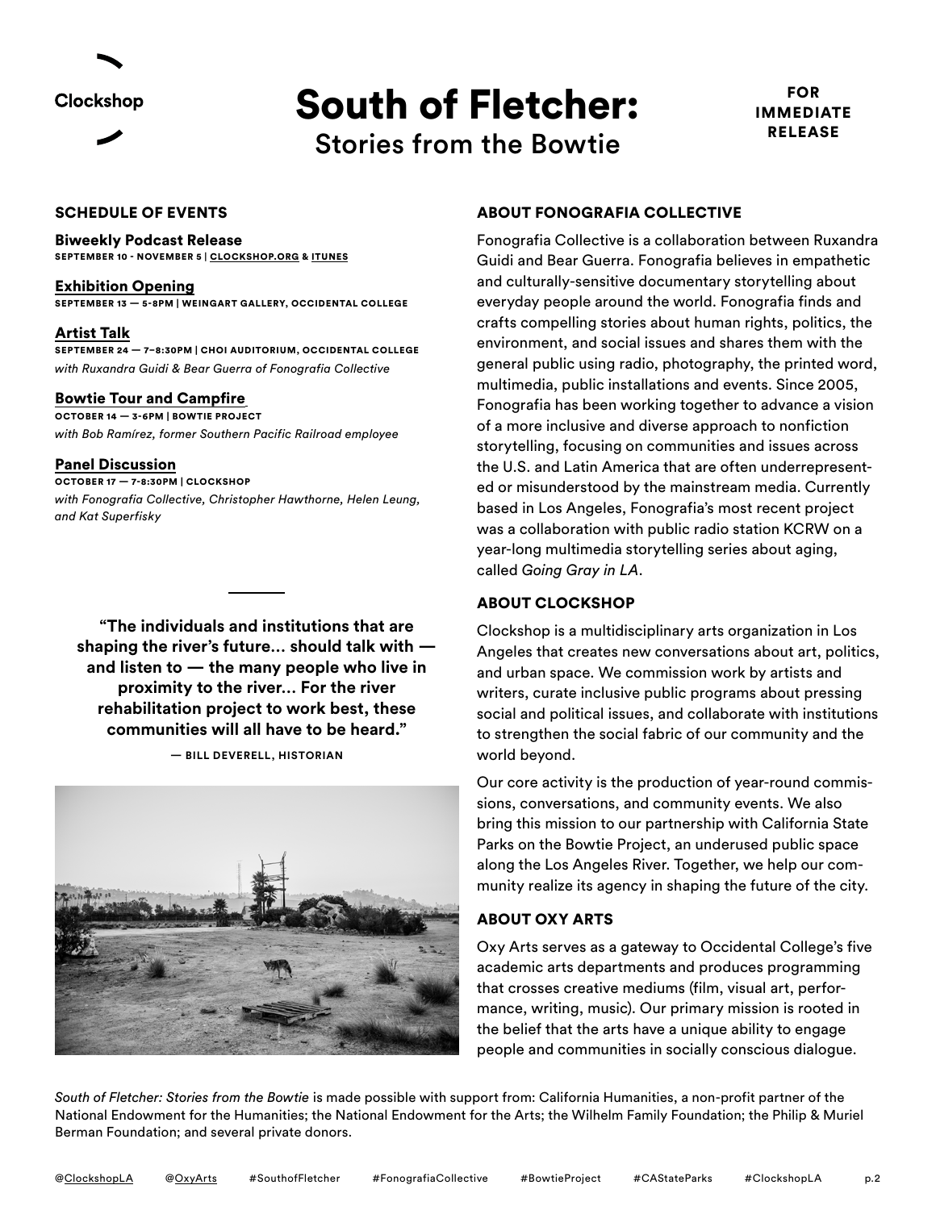Clockshop

# South of Fletcher:
## Stories from the Bowtie

FOR IMMEDIATE RELEASE

### SCHEDULE OF EVENTS

**Biweekly Podcast Release**
SEPTEMBER 10 - NOVEMBER 5 | CLOCKSHOP.ORG & ITUNES

**Exhibition Opening**
SEPTEMBER 13 — 5-8PM | WEINGART GALLERY, OCCIDENTAL COLLEGE

**Artist Talk**
SEPTEMBER 24 — 7–8:30PM | CHOI AUDITORIUM, OCCIDENTAL COLLEGE
*with Ruxandra Guidi & Bear Guerra of Fonografia Collective*

**Bowtie Tour and Campfire**
OCTOBER 14 — 3-6PM | BOWTIE PROJECT
*with Bob Ramírez, former Southern Pacific Railroad employee*

**Panel Discussion**
OCTOBER 17 — 7-8:30PM | CLOCKSHOP
*with Fonografia Collective, Christopher Hawthorne, Helen Leung, and Kat Superfisky*

**"The individuals and institutions that are shaping the river's future... should talk with — and listen to — the many people who live in proximity to the river... For the river rehabilitation project to work best, these communities will all have to be heard."**

— BILL DEVERELL, HISTORIAN

### ABOUT FONOGRAFIA COLLECTIVE

Fonografia Collective is a collaboration between Ruxandra Guidi and Bear Guerra. Fonografia believes in empathetic and culturally-sensitive documentary storytelling about everyday people around the world. Fonografia finds and crafts compelling stories about human rights, politics, the environment, and social issues and shares them with the general public using radio, photography, the printed word, multimedia, public installations and events. Since 2005, Fonografia has been working together to advance a vision of a more inclusive and diverse approach to nonfiction storytelling, focusing on communities and issues across the U.S. and Latin America that are often underrepresented or misunderstood by the mainstream media. Currently based in Los Angeles, Fonografia's most recent project was a collaboration with public radio station KCRW on a year-long multimedia storytelling series about aging, called *Going Gray in LA*.

### ABOUT CLOCKSHOP

Clockshop is a multidisciplinary arts organization in Los Angeles that creates new conversations about art, politics, and urban space. We commission work by artists and writers, curate inclusive public programs about pressing social and political issues, and collaborate with institutions to strengthen the social fabric of our community and the world beyond.

Our core activity is the production of year-round commissions, conversations, and community events. We also bring this mission to our partnership with California State Parks on the Bowtie Project, an underused public space along the Los Angeles River. Together, we help our community realize its agency in shaping the future of the city.

### ABOUT OXY ARTS

Oxy Arts serves as a gateway to Occidental College's five academic arts departments and produces programming that crosses creative mediums (film, visual art, performance, writing, music). Our primary mission is rooted in the belief that the arts have a unique ability to engage people and communities in socially conscious dialogue.

*South of Fletcher: Stories from the Bowtie* is made possible with support from: California Humanities, a non-profit partner of the National Endowment for the Humanities; the National Endowment for the Arts; the Wilhelm Family Foundation; the Philip & Muriel Berman Foundation; and several private donors.

@ClockshopLA @OxyArts #SouthofFletcher #FonografiaCollective #BowtieProject #CAStateParks #ClockshopLA